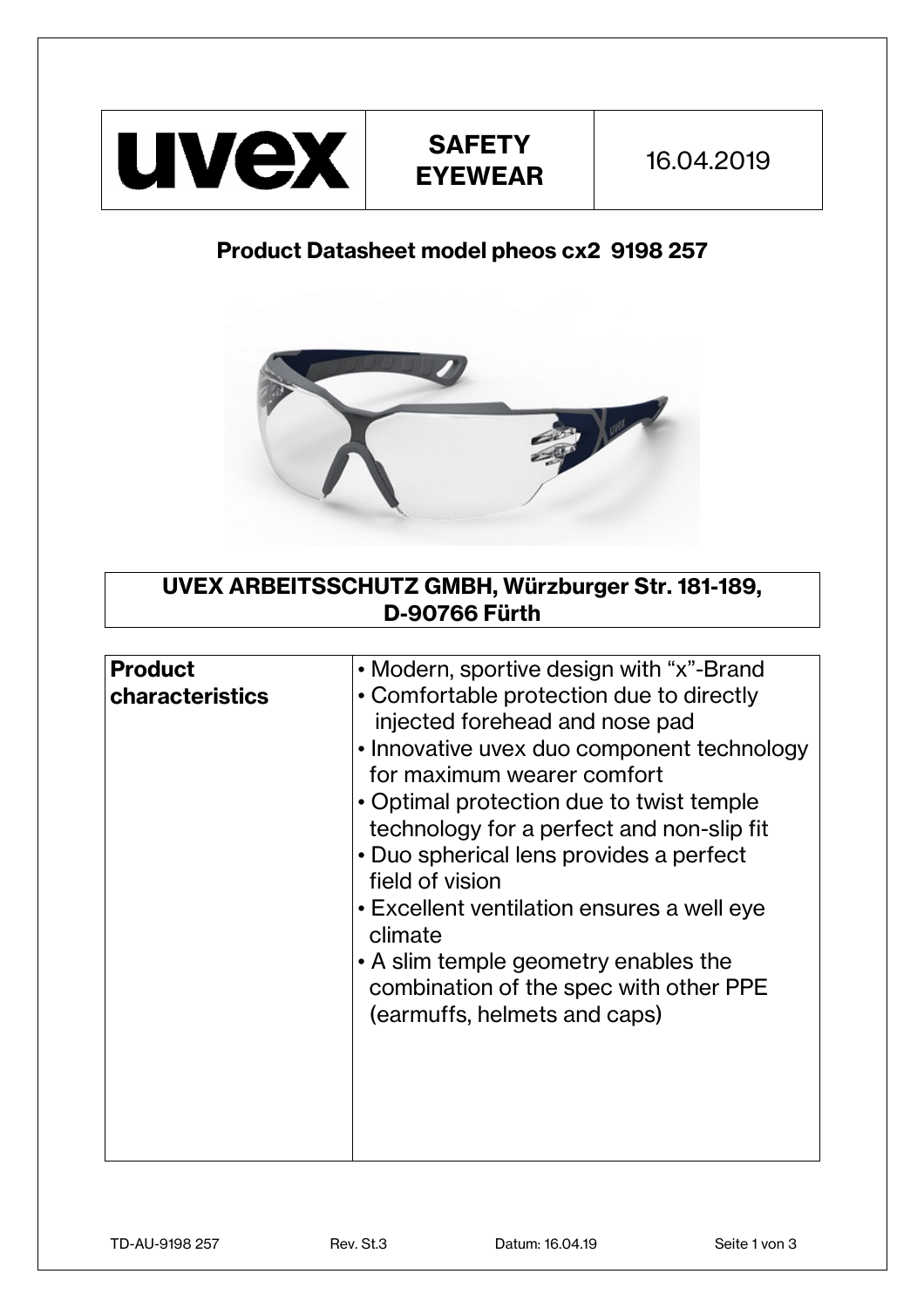| uvex | **SAFETY EYEWEAR** | 16.04.2019 |
|---|---|---|

## Product Datasheet model pheos cx2 9198 257

**UVEX ARBEITSSCHUTZ GMBH, Würzburger Str. 181-189, D-90766 Fürth**

| **Product characteristics** | • Modern, sportive design with "x"-Brand<br>• Comfortable protection due to directly injected forehead and nose pad<br>• Innovative uvex duo component technology for maximum wearer comfort<br>• Optimal protection due to twist temple technology for a perfect and non-slip fit<br>• Duo spherical lens provides a perfect field of vision<br>• Excellent ventilation ensures a well eye climate<br>• A slim temple geometry enables the combination of the spec with other PPE (earmuffs, helmets and caps) |
|---|---|

TD-AU-9198 257 Rev. St.3 Datum: 16.04.19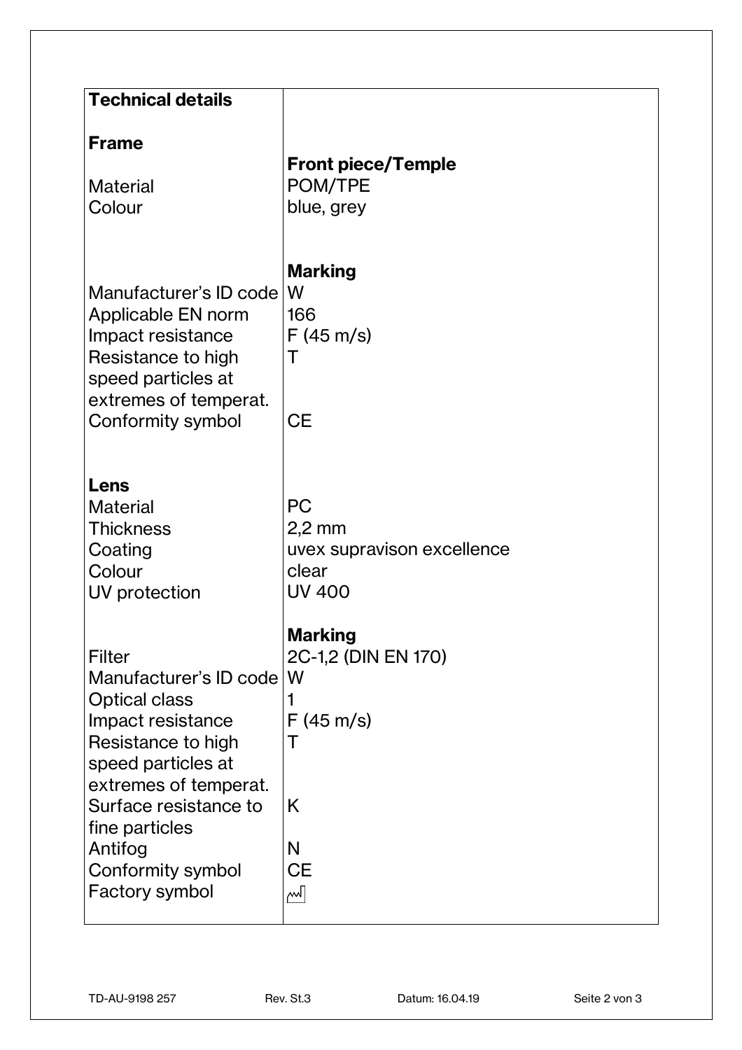| **Technical details** | |
|---|---|
| **Frame** | |
| | **Front piece/Temple** |
| Material | POM/TPE |
| Colour | blue, grey |
| | |
| | **Marking** |
| Manufacturer's ID code | W |
| Applicable EN norm | 166 |
| Impact resistance | F (45 m/s) |
| Resistance to high speed particles at extremes of temperat. | T |
| Conformity symbol | CE |
| | |
| **Lens** | |
| Material | PC |
| Thickness | 2,2 mm |
| Coating | uvex supravison excellence |
| Colour | clear |
| UV protection | UV 400 |
| | |
| | **Marking** |
| Filter | 2C-1,2 (DIN EN 170) |
| Manufacturer's ID code | W |
| Optical class | 1 |
| Impact resistance | F (45 m/s) |
| Resistance to high speed particles at extremes of temperat. | T |
| Surface resistance to fine particles | K |
| Antifog | N |
| Conformity symbol | CE |
| Factory symbol | 🏭 |

TD-AU-9198 257 Rev. St.3 Datum: 16.04.19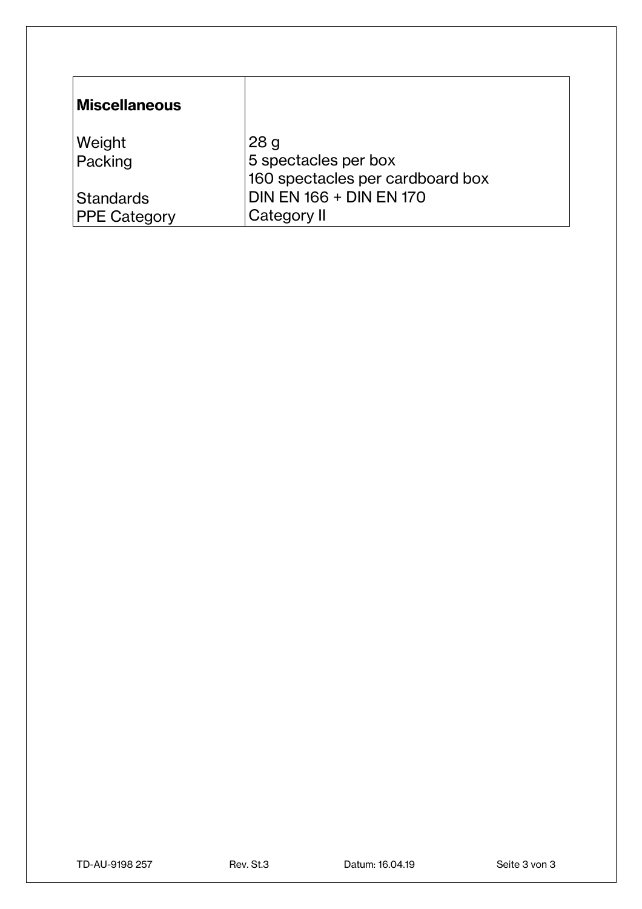| | |
|---|---|
| **Miscellaneous** | |
| Weight | 28 g |
| Packing | 5 spectacles per box<br>160 spectacles per cardboard box |
| Standards | DIN EN 166 + DIN EN 170 |
| PPE Category | Category II |